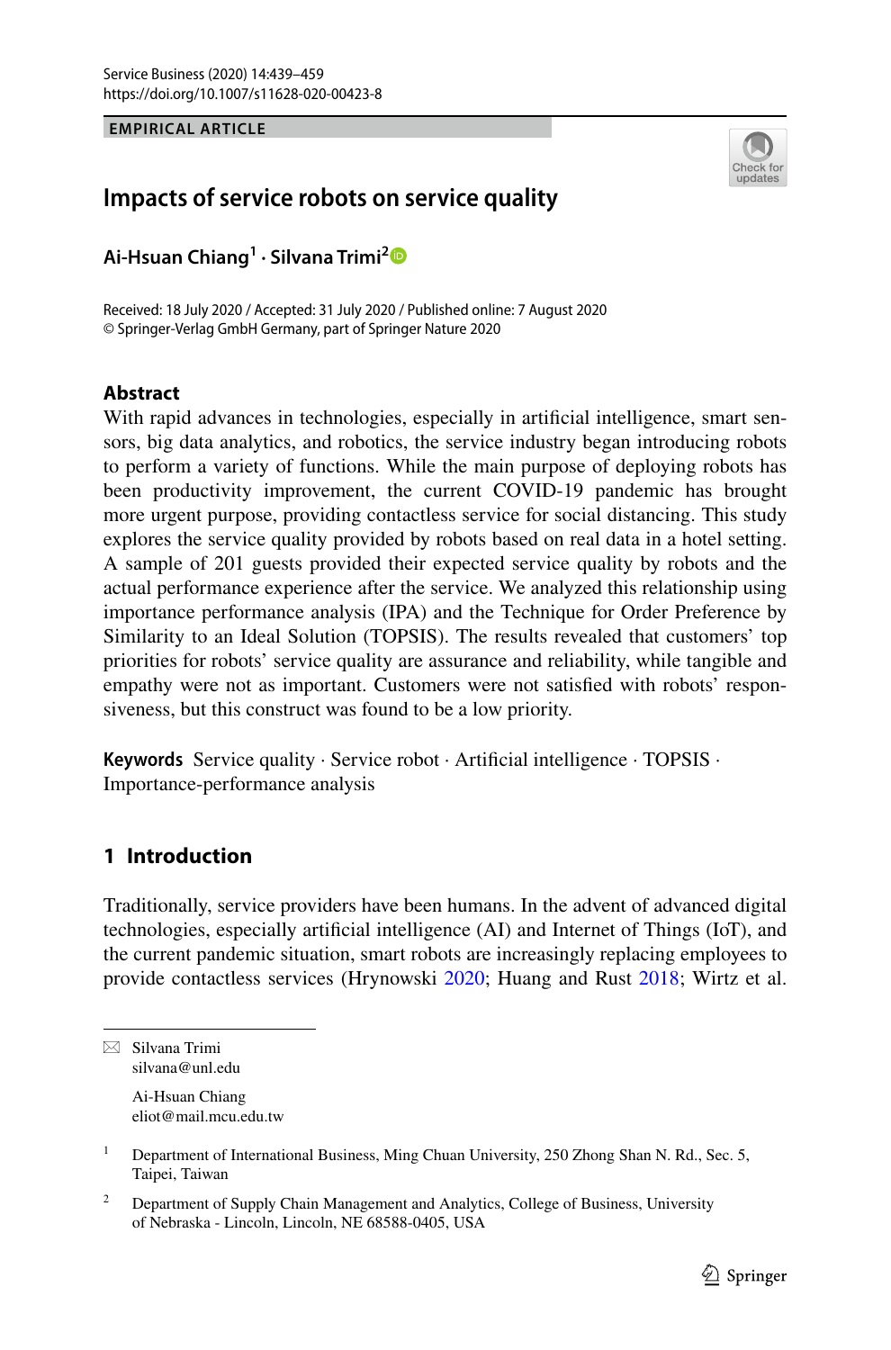EMPIRICAL ARTICLE

# Impacts of service robots on service quality

**Ai-Hsuan Chiang[1] · Silvana Trimi[2]**

Received: 18 July 2020 / Accepted: 31 July 2020 / Published online: 7 August 2020
© Springer-Verlag GmbH Germany, part of Springer Nature 2020

## Abstract

With rapid advances in technologies, especially in artificial intelligence, smart sensors, big data analytics, and robotics, the service industry began introducing robots to perform a variety of functions. While the main purpose of deploying robots has been productivity improvement, the current COVID-19 pandemic has brought more urgent purpose, providing contactless service for social distancing. This study explores the service quality provided by robots based on real data in a hotel setting. A sample of 201 guests provided their expected service quality by robots and the actual performance experience after the service. We analyzed this relationship using importance performance analysis (IPA) and the Technique for Order Preference by Similarity to an Ideal Solution (TOPSIS). The results revealed that customers' top priorities for robots' service quality are assurance and reliability, while tangible and empathy were not as important. Customers were not satisfied with robots' responsiveness, but this construct was found to be a low priority.

**Keywords** Service quality · Service robot · Artificial intelligence · TOPSIS · Importance-performance analysis

## 1 Introduction

Traditionally, service providers have been humans. In the advent of advanced digital technologies, especially artificial intelligence (AI) and Internet of Things (IoT), and the current pandemic situation, smart robots are increasingly replacing employees to provide contactless services (Hrynowski 2020; Huang and Rust 2018; Wirtz et al.

---

✉ Silvana Trimi
silvana@unl.edu

Ai-Hsuan Chiang
eliot@mail.mcu.edu.tw

[1] Department of International Business, Ming Chuan University, 250 Zhong Shan N. Rd., Sec. 5, Taipei, Taiwan

[2] Department of Supply Chain Management and Analytics, College of Business, University of Nebraska - Lincoln, Lincoln, NE 68588-0405, USA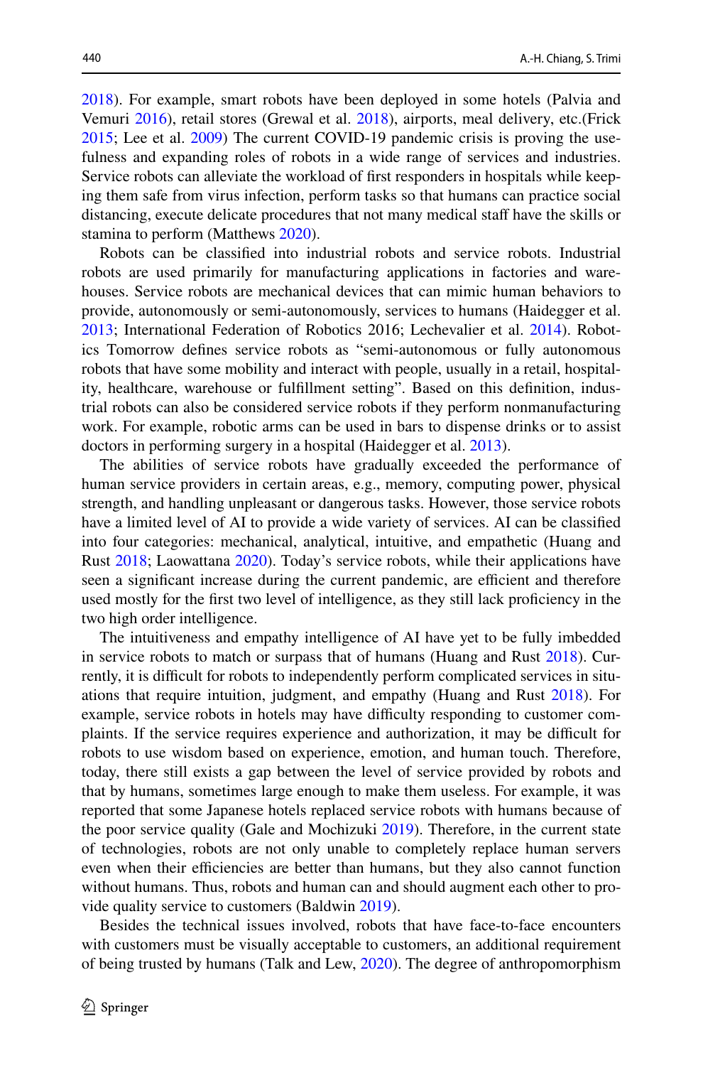2018). For example, smart robots have been deployed in some hotels (Palvia and Vemuri 2016), retail stores (Grewal et al. 2018), airports, meal delivery, etc.(Frick 2015; Lee et al. 2009) The current COVID-19 pandemic crisis is proving the usefulness and expanding roles of robots in a wide range of services and industries. Service robots can alleviate the workload of first responders in hospitals while keeping them safe from virus infection, perform tasks so that humans can practice social distancing, execute delicate procedures that not many medical staff have the skills or stamina to perform (Matthews 2020).

Robots can be classified into industrial robots and service robots. Industrial robots are used primarily for manufacturing applications in factories and warehouses. Service robots are mechanical devices that can mimic human behaviors to provide, autonomously or semi-autonomously, services to humans (Haidegger et al. 2013; International Federation of Robotics 2016; Lechevalier et al. 2014). Robotics Tomorrow defines service robots as "semi-autonomous or fully autonomous robots that have some mobility and interact with people, usually in a retail, hospitality, healthcare, warehouse or fulfillment setting". Based on this definition, industrial robots can also be considered service robots if they perform nonmanufacturing work. For example, robotic arms can be used in bars to dispense drinks or to assist doctors in performing surgery in a hospital (Haidegger et al. 2013).

The abilities of service robots have gradually exceeded the performance of human service providers in certain areas, e.g., memory, computing power, physical strength, and handling unpleasant or dangerous tasks. However, those service robots have a limited level of AI to provide a wide variety of services. AI can be classified into four categories: mechanical, analytical, intuitive, and empathetic (Huang and Rust 2018; Laowattana 2020). Today's service robots, while their applications have seen a significant increase during the current pandemic, are efficient and therefore used mostly for the first two level of intelligence, as they still lack proficiency in the two high order intelligence.

The intuitiveness and empathy intelligence of AI have yet to be fully imbedded in service robots to match or surpass that of humans (Huang and Rust 2018). Currently, it is difficult for robots to independently perform complicated services in situations that require intuition, judgment, and empathy (Huang and Rust 2018). For example, service robots in hotels may have difficulty responding to customer complaints. If the service requires experience and authorization, it may be difficult for robots to use wisdom based on experience, emotion, and human touch. Therefore, today, there still exists a gap between the level of service provided by robots and that by humans, sometimes large enough to make them useless. For example, it was reported that some Japanese hotels replaced service robots with humans because of the poor service quality (Gale and Mochizuki 2019). Therefore, in the current state of technologies, robots are not only unable to completely replace human servers even when their efficiencies are better than humans, but they also cannot function without humans. Thus, robots and human can and should augment each other to provide quality service to customers (Baldwin 2019).

Besides the technical issues involved, robots that have face-to-face encounters with customers must be visually acceptable to customers, an additional requirement of being trusted by humans (Talk and Lew, 2020). The degree of anthropomorphism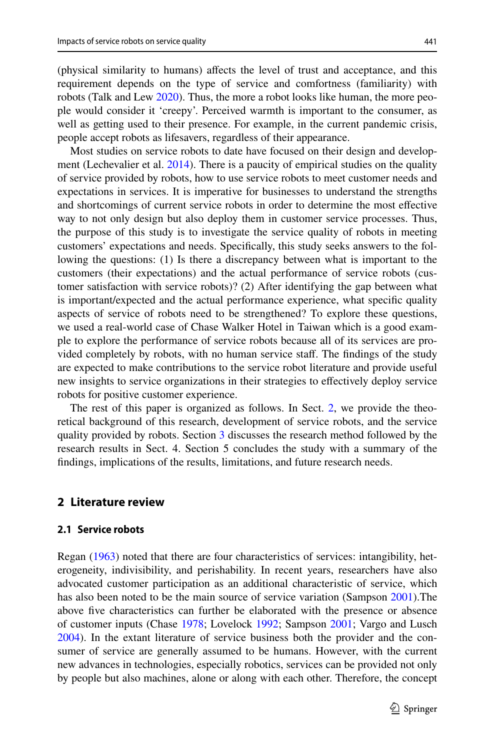(physical similarity to humans) affects the level of trust and acceptance, and this requirement depends on the type of service and comfortness (familiarity) with robots (Talk and Lew 2020). Thus, the more a robot looks like human, the more people would consider it 'creepy'. Perceived warmth is important to the consumer, as well as getting used to their presence. For example, in the current pandemic crisis, people accept robots as lifesavers, regardless of their appearance.

Most studies on service robots to date have focused on their design and development (Lechevalier et al. 2014). There is a paucity of empirical studies on the quality of service provided by robots, how to use service robots to meet customer needs and expectations in services. It is imperative for businesses to understand the strengths and shortcomings of current service robots in order to determine the most effective way to not only design but also deploy them in customer service processes. Thus, the purpose of this study is to investigate the service quality of robots in meeting customers' expectations and needs. Specifically, this study seeks answers to the following the questions: (1) Is there a discrepancy between what is important to the customers (their expectations) and the actual performance of service robots (customer satisfaction with service robots)? (2) After identifying the gap between what is important/expected and the actual performance experience, what specific quality aspects of service of robots need to be strengthened? To explore these questions, we used a real-world case of Chase Walker Hotel in Taiwan which is a good example to explore the performance of service robots because all of its services are provided completely by robots, with no human service staff. The findings of the study are expected to make contributions to the service robot literature and provide useful new insights to service organizations in their strategies to effectively deploy service robots for positive customer experience.

The rest of this paper is organized as follows. In Sect. 2, we provide the theoretical background of this research, development of service robots, and the service quality provided by robots. Section 3 discusses the research method followed by the research results in Sect. 4. Section 5 concludes the study with a summary of the findings, implications of the results, limitations, and future research needs.

## 2 Literature review

### 2.1 Service robots

Regan (1963) noted that there are four characteristics of services: intangibility, heterogeneity, indivisibility, and perishability. In recent years, researchers have also advocated customer participation as an additional characteristic of service, which has also been noted to be the main source of service variation (Sampson 2001).The above five characteristics can further be elaborated with the presence or absence of customer inputs (Chase 1978; Lovelock 1992; Sampson 2001; Vargo and Lusch 2004). In the extant literature of service business both the provider and the consumer of service are generally assumed to be humans. However, with the current new advances in technologies, especially robotics, services can be provided not only by people but also machines, alone or along with each other. Therefore, the concept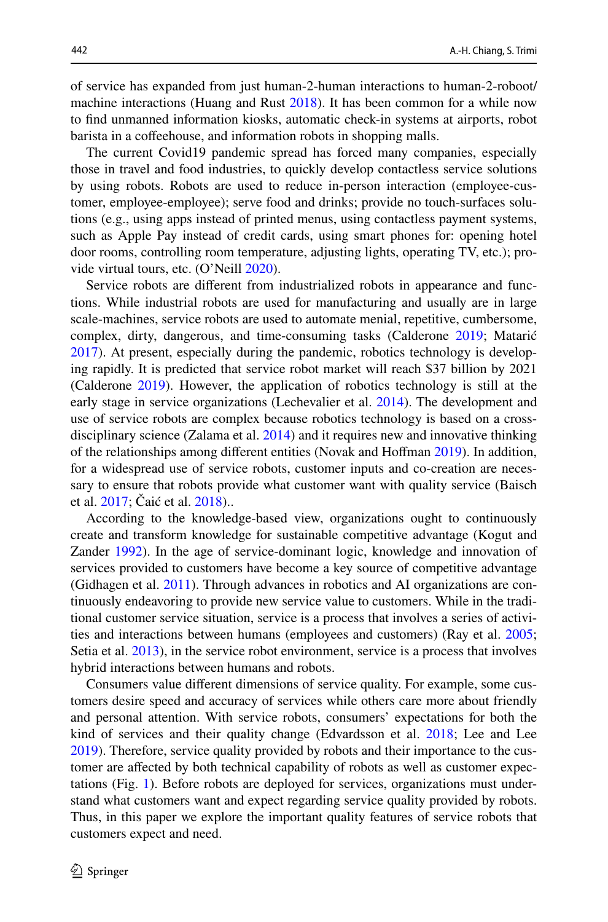of service has expanded from just human-2-human interactions to human-2-roboot/ machine interactions (Huang and Rust 2018). It has been common for a while now to find unmanned information kiosks, automatic check-in systems at airports, robot barista in a coffeehouse, and information robots in shopping malls.

The current Covid19 pandemic spread has forced many companies, especially those in travel and food industries, to quickly develop contactless service solutions by using robots. Robots are used to reduce in-person interaction (employee-customer, employee-employee); serve food and drinks; provide no touch-surfaces solutions (e.g., using apps instead of printed menus, using contactless payment systems, such as Apple Pay instead of credit cards, using smart phones for: opening hotel door rooms, controlling room temperature, adjusting lights, operating TV, etc.); provide virtual tours, etc. (O'Neill 2020).

Service robots are different from industrialized robots in appearance and functions. While industrial robots are used for manufacturing and usually are in large scale-machines, service robots are used to automate menial, repetitive, cumbersome, complex, dirty, dangerous, and time-consuming tasks (Calderone 2019; Matarić 2017). At present, especially during the pandemic, robotics technology is developing rapidly. It is predicted that service robot market will reach $37 billion by 2021 (Calderone 2019). However, the application of robotics technology is still at the early stage in service organizations (Lechevalier et al. 2014). The development and use of service robots are complex because robotics technology is based on a cross-disciplinary science (Zalama et al. 2014) and it requires new and innovative thinking of the relationships among different entities (Novak and Hoffman 2019). In addition, for a widespread use of service robots, customer inputs and co-creation are necessary to ensure that robots provide what customer want with quality service (Baisch et al. 2017; Čaić et al. 2018)..

According to the knowledge-based view, organizations ought to continuously create and transform knowledge for sustainable competitive advantage (Kogut and Zander 1992). In the age of service-dominant logic, knowledge and innovation of services provided to customers have become a key source of competitive advantage (Gidhagen et al. 2011). Through advances in robotics and AI organizations are continuously endeavoring to provide new service value to customers. While in the traditional customer service situation, service is a process that involves a series of activities and interactions between humans (employees and customers) (Ray et al. 2005; Setia et al. 2013), in the service robot environment, service is a process that involves hybrid interactions between humans and robots.

Consumers value different dimensions of service quality. For example, some customers desire speed and accuracy of services while others care more about friendly and personal attention. With service robots, consumers' expectations for both the kind of services and their quality change (Edvardsson et al. 2018; Lee and Lee 2019). Therefore, service quality provided by robots and their importance to the customer are affected by both technical capability of robots as well as customer expectations (Fig. 1). Before robots are deployed for services, organizations must understand what customers want and expect regarding service quality provided by robots. Thus, in this paper we explore the important quality features of service robots that customers expect and need.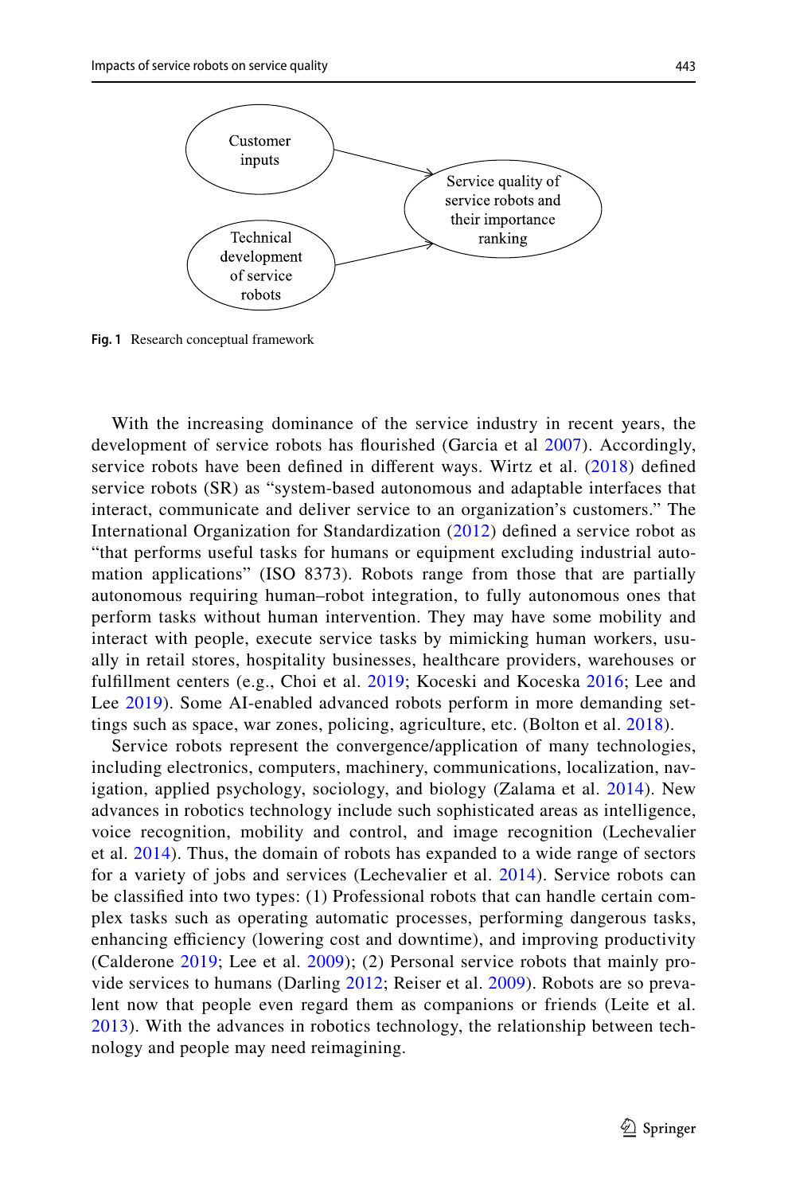Fig. 1 Research conceptual framework

With the increasing dominance of the service industry in recent years, the development of service robots has flourished (Garcia et al 2007). Accordingly, service robots have been defined in different ways. Wirtz et al. (2018) defined service robots (SR) as "system-based autonomous and adaptable interfaces that interact, communicate and deliver service to an organization's customers." The International Organization for Standardization (2012) defined a service robot as "that performs useful tasks for humans or equipment excluding industrial automation applications" (ISO 8373). Robots range from those that are partially autonomous requiring human–robot integration, to fully autonomous ones that perform tasks without human intervention. They may have some mobility and interact with people, execute service tasks by mimicking human workers, usually in retail stores, hospitality businesses, healthcare providers, warehouses or fulfillment centers (e.g., Choi et al. 2019; Koceski and Koceska 2016; Lee and Lee 2019). Some AI-enabled advanced robots perform in more demanding settings such as space, war zones, policing, agriculture, etc. (Bolton et al. 2018).

Service robots represent the convergence/application of many technologies, including electronics, computers, machinery, communications, localization, navigation, applied psychology, sociology, and biology (Zalama et al. 2014). New advances in robotics technology include such sophisticated areas as intelligence, voice recognition, mobility and control, and image recognition (Lechevalier et al. 2014). Thus, the domain of robots has expanded to a wide range of sectors for a variety of jobs and services (Lechevalier et al. 2014). Service robots can be classified into two types: (1) Professional robots that can handle certain complex tasks such as operating automatic processes, performing dangerous tasks, enhancing efficiency (lowering cost and downtime), and improving productivity (Calderone 2019; Lee et al. 2009); (2) Personal service robots that mainly provide services to humans (Darling 2012; Reiser et al. 2009). Robots are so prevalent now that people even regard them as companions or friends (Leite et al. 2013). With the advances in robotics technology, the relationship between technology and people may need reimagining.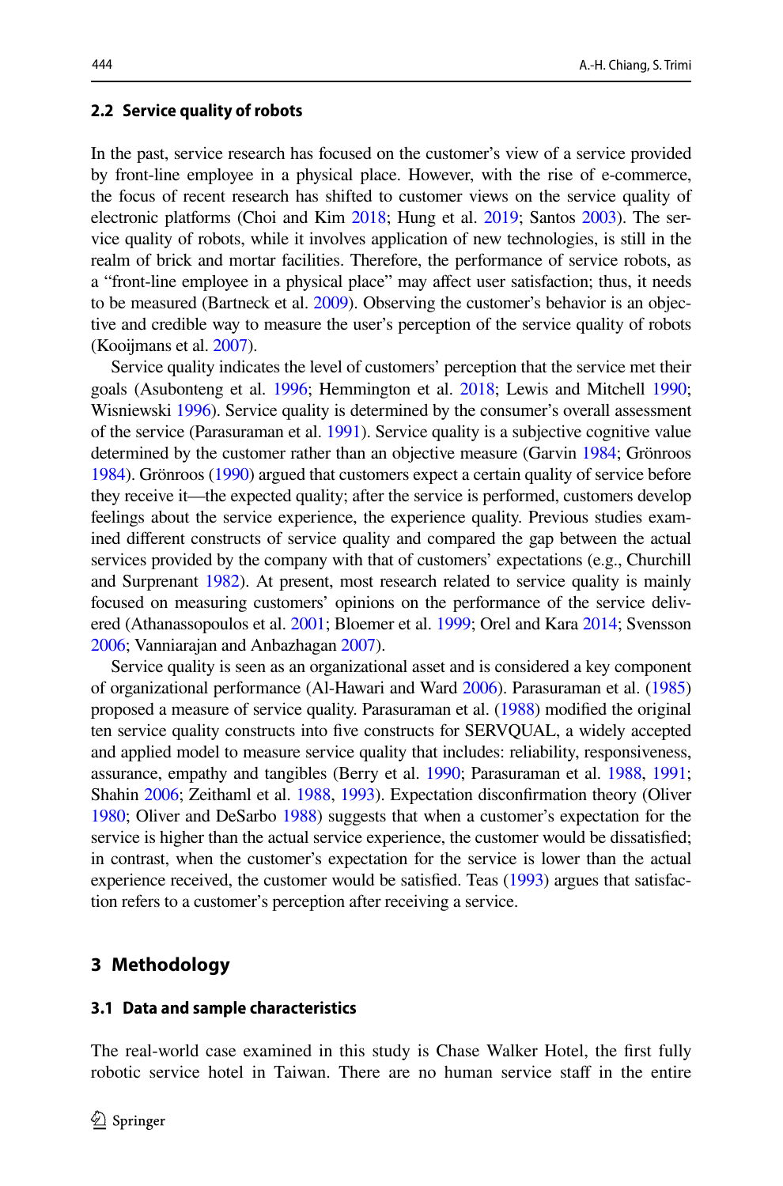### 2.2 Service quality of robots

In the past, service research has focused on the customer's view of a service provided by front-line employee in a physical place. However, with the rise of e-commerce, the focus of recent research has shifted to customer views on the service quality of electronic platforms (Choi and Kim 2018; Hung et al. 2019; Santos 2003). The service quality of robots, while it involves application of new technologies, is still in the realm of brick and mortar facilities. Therefore, the performance of service robots, as a "front-line employee in a physical place" may affect user satisfaction; thus, it needs to be measured (Bartneck et al. 2009). Observing the customer's behavior is an objective and credible way to measure the user's perception of the service quality of robots (Kooijmans et al. 2007).

Service quality indicates the level of customers' perception that the service met their goals (Asubonteng et al. 1996; Hemmington et al. 2018; Lewis and Mitchell 1990; Wisniewski 1996). Service quality is determined by the consumer's overall assessment of the service (Parasuraman et al. 1991). Service quality is a subjective cognitive value determined by the customer rather than an objective measure (Garvin 1984; Grönroos 1984). Grönroos (1990) argued that customers expect a certain quality of service before they receive it—the expected quality; after the service is performed, customers develop feelings about the service experience, the experience quality. Previous studies examined different constructs of service quality and compared the gap between the actual services provided by the company with that of customers' expectations (e.g., Churchill and Surprenant 1982). At present, most research related to service quality is mainly focused on measuring customers' opinions on the performance of the service delivered (Athanassopoulos et al. 2001; Bloemer et al. 1999; Orel and Kara 2014; Svensson 2006; Vanniarajan and Anbazhagan 2007).

Service quality is seen as an organizational asset and is considered a key component of organizational performance (Al-Hawari and Ward 2006). Parasuraman et al. (1985) proposed a measure of service quality. Parasuraman et al. (1988) modified the original ten service quality constructs into five constructs for SERVQUAL, a widely accepted and applied model to measure service quality that includes: reliability, responsiveness, assurance, empathy and tangibles (Berry et al. 1990; Parasuraman et al. 1988, 1991; Shahin 2006; Zeithaml et al. 1988, 1993). Expectation disconfirmation theory (Oliver 1980; Oliver and DeSarbo 1988) suggests that when a customer's expectation for the service is higher than the actual service experience, the customer would be dissatisfied; in contrast, when the customer's expectation for the service is lower than the actual experience received, the customer would be satisfied. Teas (1993) argues that satisfaction refers to a customer's perception after receiving a service.

## 3 Methodology

### 3.1 Data and sample characteristics

The real-world case examined in this study is Chase Walker Hotel, the first fully robotic service hotel in Taiwan. There are no human service staff in the entire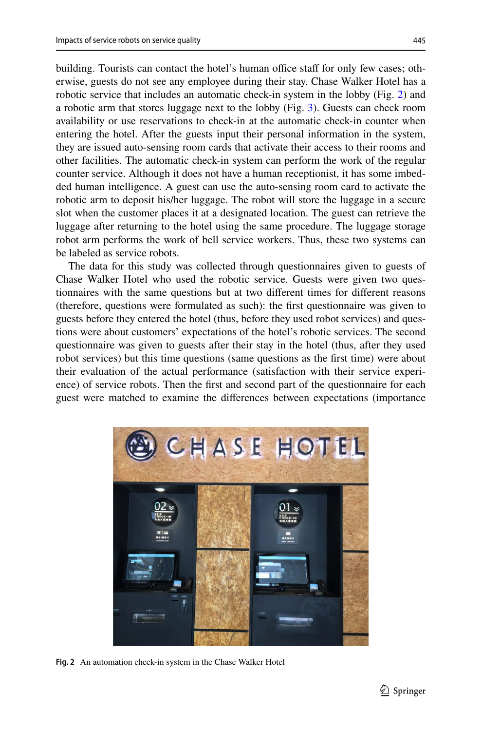building. Tourists can contact the hotel's human office staff for only few cases; otherwise, guests do not see any employee during their stay. Chase Walker Hotel has a robotic service that includes an automatic check-in system in the lobby (Fig. 2) and a robotic arm that stores luggage next to the lobby (Fig. 3). Guests can check room availability or use reservations to check-in at the automatic check-in counter when entering the hotel. After the guests input their personal information in the system, they are issued auto-sensing room cards that activate their access to their rooms and other facilities. The automatic check-in system can perform the work of the regular counter service. Although it does not have a human receptionist, it has some imbedded human intelligence. A guest can use the auto-sensing room card to activate the robotic arm to deposit his/her luggage. The robot will store the luggage in a secure slot when the customer places it at a designated location. The guest can retrieve the luggage after returning to the hotel using the same procedure. The luggage storage robot arm performs the work of bell service workers. Thus, these two systems can be labeled as service robots.

The data for this study was collected through questionnaires given to guests of Chase Walker Hotel who used the robotic service. Guests were given two questionnaires with the same questions but at two different times for different reasons (therefore, questions were formulated as such): the first questionnaire was given to guests before they entered the hotel (thus, before they used robot services) and questions were about customers' expectations of the hotel's robotic services. The second questionnaire was given to guests after their stay in the hotel (thus, after they used robot services) but this time questions (same questions as the first time) were about their evaluation of the actual performance (satisfaction with their service experience) of service robots. Then the first and second part of the questionnaire for each guest were matched to examine the differences between expectations (importance

**Fig. 2** An automation check-in system in the Chase Walker Hotel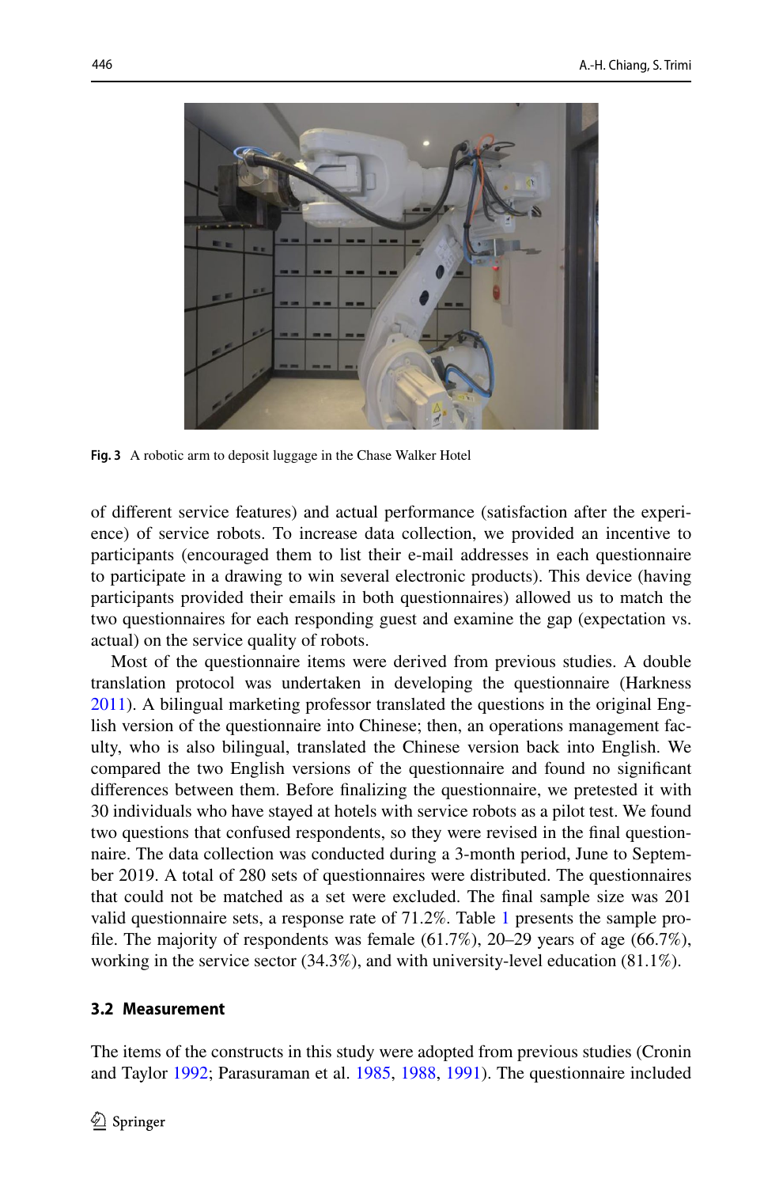Fig. 3 A robotic arm to deposit luggage in the Chase Walker Hotel

of different service features) and actual performance (satisfaction after the experience) of service robots. To increase data collection, we provided an incentive to participants (encouraged them to list their e-mail addresses in each questionnaire to participate in a drawing to win several electronic products). This device (having participants provided their emails in both questionnaires) allowed us to match the two questionnaires for each responding guest and examine the gap (expectation vs. actual) on the service quality of robots.

Most of the questionnaire items were derived from previous studies. A double translation protocol was undertaken in developing the questionnaire (Harkness 2011). A bilingual marketing professor translated the questions in the original English version of the questionnaire into Chinese; then, an operations management faculty, who is also bilingual, translated the Chinese version back into English. We compared the two English versions of the questionnaire and found no significant differences between them. Before finalizing the questionnaire, we pretested it with 30 individuals who have stayed at hotels with service robots as a pilot test. We found two questions that confused respondents, so they were revised in the final questionnaire. The data collection was conducted during a 3-month period, June to September 2019. A total of 280 sets of questionnaires were distributed. The questionnaires that could not be matched as a set were excluded. The final sample size was 201 valid questionnaire sets, a response rate of 71.2%. Table 1 presents the sample profile. The majority of respondents was female (61.7%), 20–29 years of age (66.7%), working in the service sector (34.3%), and with university-level education (81.1%).

### 3.2 Measurement

The items of the constructs in this study were adopted from previous studies (Cronin and Taylor 1992; Parasuraman et al. 1985, 1988, 1991). The questionnaire included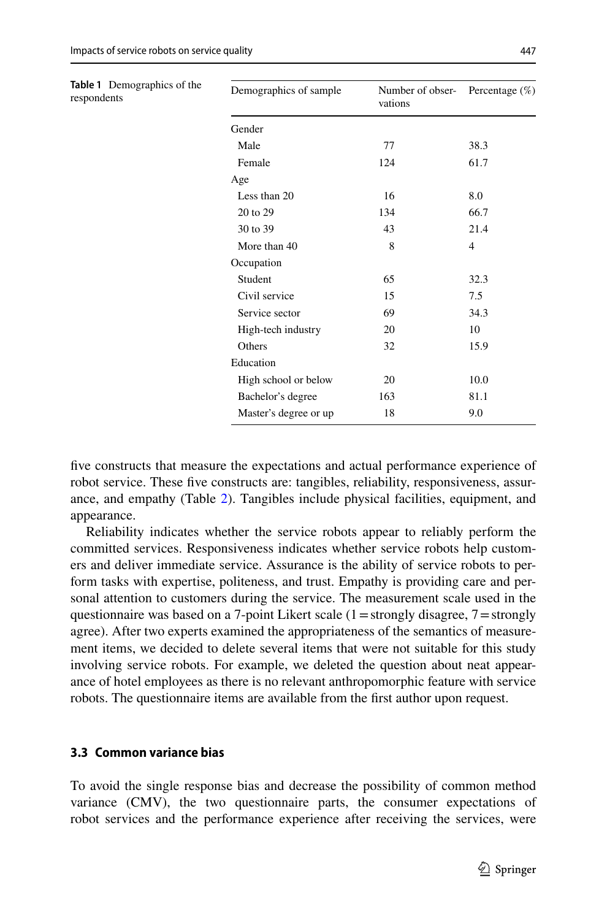**Table 1** Demographics of the respondents

| Demographics of sample | Number of observations | Percentage (%) |
|---|---|---|
| Gender | | |
| Male | 77 | 38.3 |
| Female | 124 | 61.7 |
| Age | | |
| Less than 20 | 16 | 8.0 |
| 20 to 29 | 134 | 66.7 |
| 30 to 39 | 43 | 21.4 |
| More than 40 | 8 | 4 |
| Occupation | | |
| Student | 65 | 32.3 |
| Civil service | 15 | 7.5 |
| Service sector | 69 | 34.3 |
| High-tech industry | 20 | 10 |
| Others | 32 | 15.9 |
| Education | | |
| High school or below | 20 | 10.0 |
| Bachelor's degree | 163 | 81.1 |
| Master's degree or up | 18 | 9.0 |

five constructs that measure the expectations and actual performance experience of robot service. These five constructs are: tangibles, reliability, responsiveness, assurance, and empathy (Table 2). Tangibles include physical facilities, equipment, and appearance.

Reliability indicates whether the service robots appear to reliably perform the committed services. Responsiveness indicates whether service robots help customers and deliver immediate service. Assurance is the ability of service robots to perform tasks with expertise, politeness, and trust. Empathy is providing care and personal attention to customers during the service. The measurement scale used in the questionnaire was based on a 7-point Likert scale (1 = strongly disagree, 7 = strongly agree). After two experts examined the appropriateness of the semantics of measurement items, we decided to delete several items that were not suitable for this study involving service robots. For example, we deleted the question about neat appearance of hotel employees as there is no relevant anthropomorphic feature with service robots. The questionnaire items are available from the first author upon request.

### 3.3 Common variance bias

To avoid the single response bias and decrease the possibility of common method variance (CMV), the two questionnaire parts, the consumer expectations of robot services and the performance experience after receiving the services, were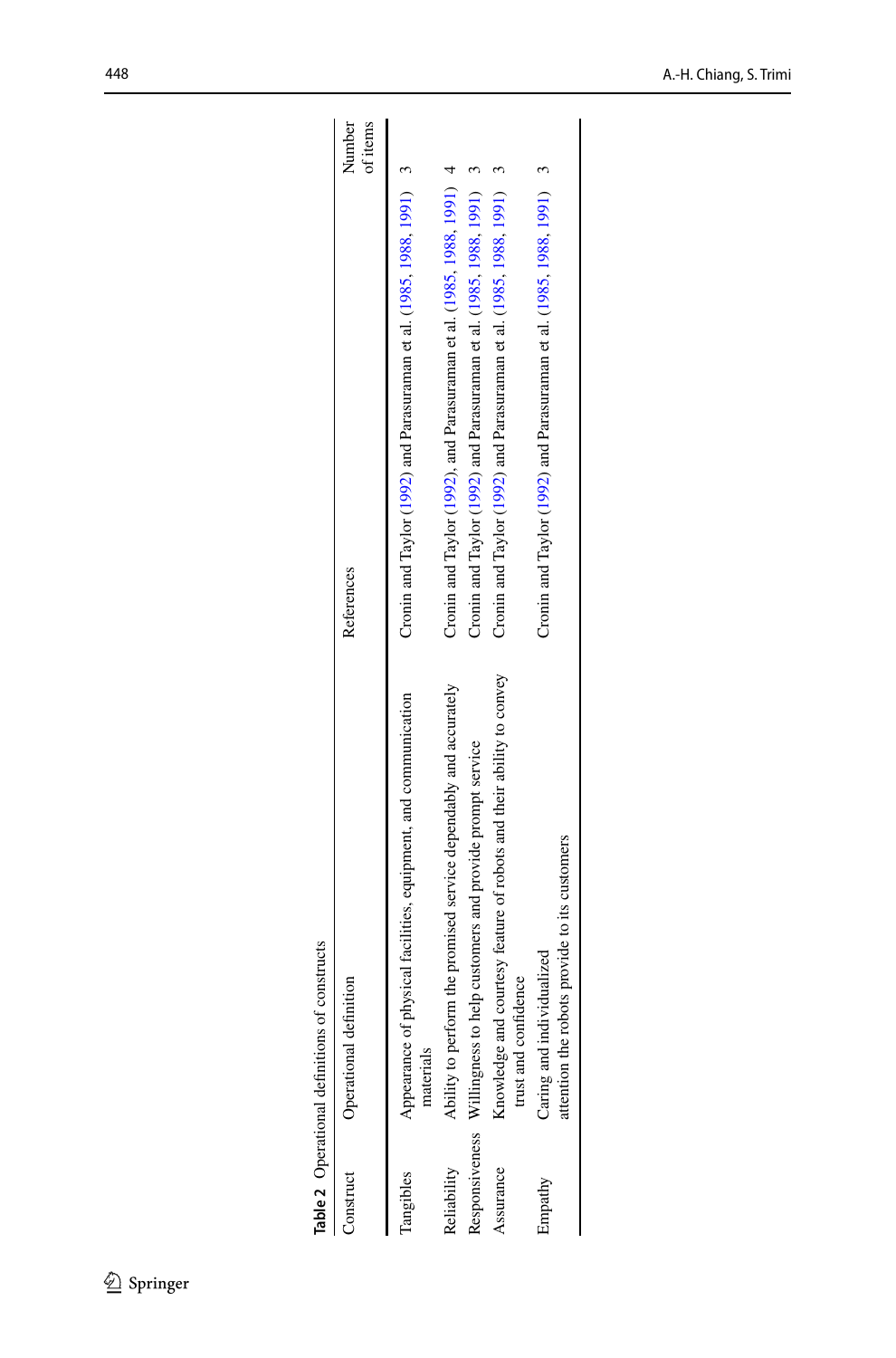**Table 2** Operational definitions of constructs

| Construct | Operational definition | References | Number of items |
|---|---|---|---|
| Tangibles | Appearance of physical facilities, equipment, and communication materials | Cronin and Taylor (1992) and Parasuraman et al. (1985, 1988, 1991) | 3 |
| Reliability | Ability to perform the promised service dependably and accurately | Cronin and Taylor (1992), and Parasuraman et al. (1985, 1988, 1991) | 4 |
| Responsiveness | Willingness to help customers and provide prompt service | Cronin and Taylor (1992) and Parasuraman et al. (1985, 1988, 1991) | 3 |
| Assurance | Knowledge and courtesy feature of robots and their ability to convey trust and confidence | Cronin and Taylor (1992) and Parasuraman et al. (1985, 1988, 1991) | 3 |
| Empathy | Caring and individualized attention the robots provide to its customers | Cronin and Taylor (1992) and Parasuraman et al. (1985, 1988, 1991) | 3 |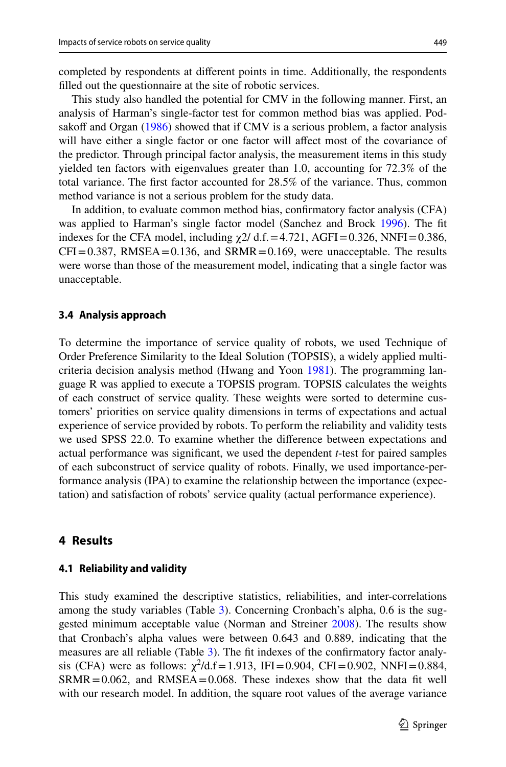completed by respondents at different points in time. Additionally, the respondents filled out the questionnaire at the site of robotic services.

This study also handled the potential for CMV in the following manner. First, an analysis of Harman's single-factor test for common method bias was applied. Podsakoff and Organ (1986) showed that if CMV is a serious problem, a factor analysis will have either a single factor or one factor will affect most of the covariance of the predictor. Through principal factor analysis, the measurement items in this study yielded ten factors with eigenvalues greater than 1.0, accounting for 72.3% of the total variance. The first factor accounted for 28.5% of the variance. Thus, common method variance is not a serious problem for the study data.

In addition, to evaluate common method bias, confirmatory factor analysis (CFA) was applied to Harman's single factor model (Sanchez and Brock 1996). The fit indexes for the CFA model, including $\chi2$/ d.f. = 4.721, AGFI = 0.326, NNFI = 0.386, CFI = 0.387, RMSEA = 0.136, and SRMR = 0.169, were unacceptable. The results were worse than those of the measurement model, indicating that a single factor was unacceptable.

### 3.4 Analysis approach

To determine the importance of service quality of robots, we used Technique of Order Preference Similarity to the Ideal Solution (TOPSIS), a widely applied multi-criteria decision analysis method (Hwang and Yoon 1981). The programming language R was applied to execute a TOPSIS program. TOPSIS calculates the weights of each construct of service quality. These weights were sorted to determine customers' priorities on service quality dimensions in terms of expectations and actual experience of service provided by robots. To perform the reliability and validity tests we used SPSS 22.0. To examine whether the difference between expectations and actual performance was significant, we used the dependent *t*-test for paired samples of each subconstruct of service quality of robots. Finally, we used importance-performance analysis (IPA) to examine the relationship between the importance (expectation) and satisfaction of robots' service quality (actual performance experience).

## 4 Results

### 4.1 Reliability and validity

This study examined the descriptive statistics, reliabilities, and inter-correlations among the study variables (Table 3). Concerning Cronbach's alpha, 0.6 is the suggested minimum acceptable value (Norman and Streiner 2008). The results show that Cronbach's alpha values were between 0.643 and 0.889, indicating that the measures are all reliable (Table 3). The fit indexes of the confirmatory factor analysis (CFA) were as follows: $\chi^2$/d.f = 1.913, IFI = 0.904, CFI = 0.902, NNFI = 0.884, SRMR = 0.062, and RMSEA = 0.068. These indexes show that the data fit well with our research model. In addition, the square root values of the average variance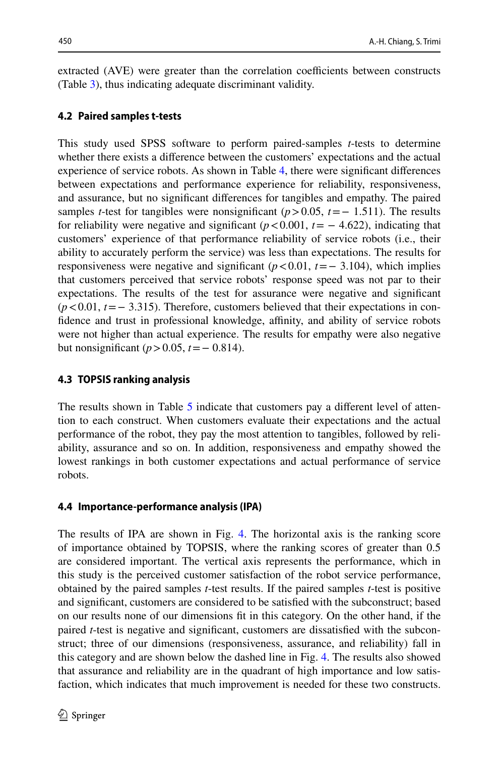extracted (AVE) were greater than the correlation coefficients between constructs (Table 3), thus indicating adequate discriminant validity.

### 4.2 Paired samples t-tests

This study used SPSS software to perform paired-samples *t*-tests to determine whether there exists a difference between the customers' expectations and the actual experience of service robots. As shown in Table 4, there were significant differences between expectations and performance experience for reliability, responsiveness, and assurance, but no significant differences for tangibles and empathy. The paired samples *t*-test for tangibles were nonsignificant ($p > 0.05$, $t = -1.511$). The results for reliability were negative and significant ($p < 0.001$, $t = -4.622$), indicating that customers' experience of that performance reliability of service robots (i.e., their ability to accurately perform the service) was less than expectations. The results for responsiveness were negative and significant ($p < 0.01$, $t = -3.104$), which implies that customers perceived that service robots' response speed was not par to their expectations. The results of the test for assurance were negative and significant ($p < 0.01$, $t = -3.315$). Therefore, customers believed that their expectations in confidence and trust in professional knowledge, affinity, and ability of service robots were not higher than actual experience. The results for empathy were also negative but nonsignificant ($p > 0.05$, $t = -0.814$).

### 4.3 TOPSIS ranking analysis

The results shown in Table 5 indicate that customers pay a different level of attention to each construct. When customers evaluate their expectations and the actual performance of the robot, they pay the most attention to tangibles, followed by reliability, assurance and so on. In addition, responsiveness and empathy showed the lowest rankings in both customer expectations and actual performance of service robots.

### 4.4 Importance-performance analysis (IPA)

The results of IPA are shown in Fig. 4. The horizontal axis is the ranking score of importance obtained by TOPSIS, where the ranking scores of greater than 0.5 are considered important. The vertical axis represents the performance, which in this study is the perceived customer satisfaction of the robot service performance, obtained by the paired samples *t*-test results. If the paired samples *t*-test is positive and significant, customers are considered to be satisfied with the subconstruct; based on our results none of our dimensions fit in this category. On the other hand, if the paired *t*-test is negative and significant, customers are dissatisfied with the subconstruct; three of our dimensions (responsiveness, assurance, and reliability) fall in this category and are shown below the dashed line in Fig. 4. The results also showed that assurance and reliability are in the quadrant of high importance and low satisfaction, which indicates that much improvement is needed for these two constructs.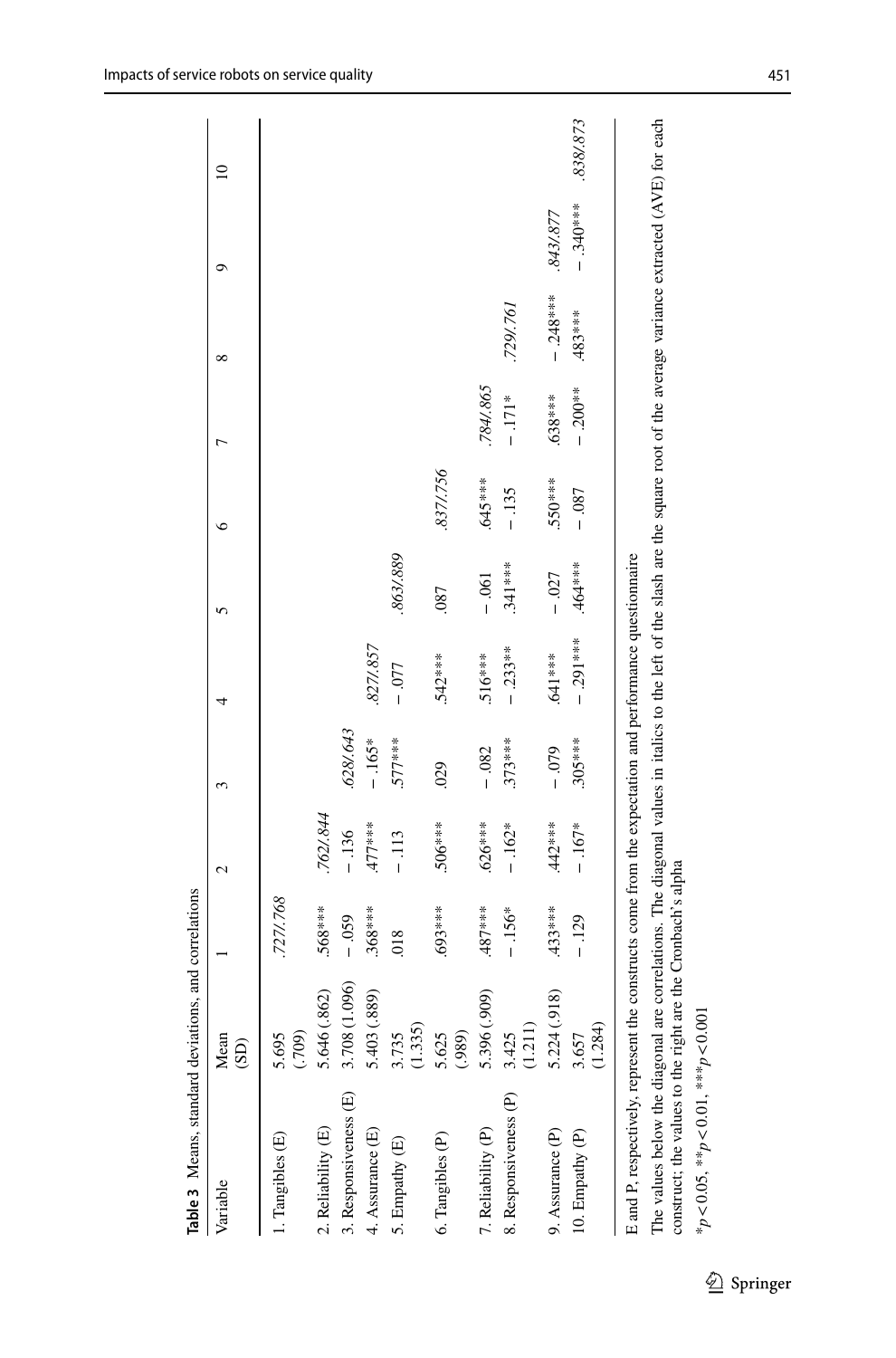**Table 3** Means, standard deviations, and correlations

| Variable | Mean (SD) | 1 | 2 | 3 | 4 | 5 | 6 | 7 | 8 | 9 | 10 |
|---|---|---|---|---|---|---|---|---|---|---|---|
| 1. Tangibles (E) | 5.695 (.709) | *.727/.768* | | | | | | | | | |
| 2. Reliability (E) | 5.646 (.862) | .568*** | *.762/.844* | | | | | | | | |
| 3. Responsiveness (E) | 3.708 (1.096) | − .059 | − .136 | *.628/.643* | | | | | | | |
| 4. Assurance (E) | 5.403 (.889) | .368*** | .477*** | − .165* | *.827/.857* | | | | | | |
| 5. Empathy (E) | 3.735 (1.335) | .018 | − .113 | .577*** | − .077 | *.863/.889* | | | | | |
| 6. Tangibles (P) | 5.625 (.989) | .693*** | .506*** | .029 | .542*** | .087 | *.837/.756* | | | | |
| 7. Reliability (P) | 5.396 (.909) | .487*** | .626*** | − .082 | .516*** | − .061 | .645*** | *.784/.865* | | | |
| 8. Responsiveness (P) | 3.425 (1.211) | − .156* | − .162* | .373*** | − .233*** | .341*** | − .135 | − .171* | *.729/.761* | | |
| 9. Assurance (P) | 5.224 (.918) | .433*** | .442*** | − .079 | .641*** | − .027 | .550*** | .638*** | − .248*** | *.843/.877* | |
| 10. Empathy (P) | 3.657 (1.284) | − .129 | − .167* | .305*** | − .291*** | .464*** | − .087 | − .200** | .483*** | − .340*** | *.838/.873* |

E and P, respectively, represent the constructs come from the expectation and performance questionnaire

The values below the diagonal are correlations. The diagonal values in italics to the left of the slash are the square root of the average variance extracted (AVE) for each construct; the values to the right are the Cronbach's alpha

*$p < 0.05$, **$p < 0.01$, ***$p < 0.001$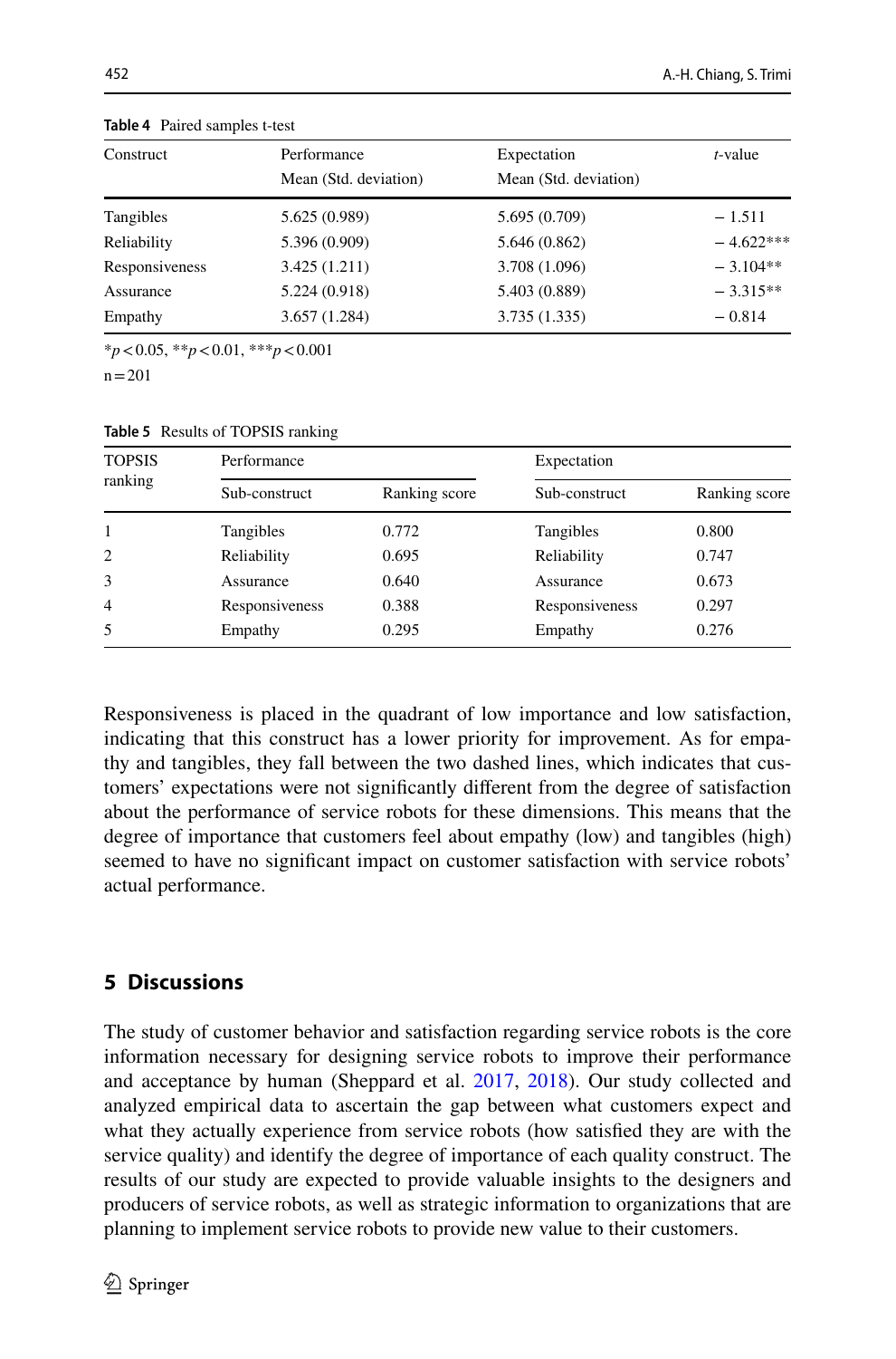**Table 4** Paired samples t-test

| Construct | Performance Mean (Std. deviation) | Expectation Mean (Std. deviation) | *t*-value |
|---|---|---|---|
| Tangibles | 5.625 (0.989) | 5.695 (0.709) | − 1.511 |
| Reliability | 5.396 (0.909) | 5.646 (0.862) | − 4.622*** |
| Responsiveness | 3.425 (1.211) | 3.708 (1.096) | − 3.104** |
| Assurance | 5.224 (0.918) | 5.403 (0.889) | − 3.315** |
| Empathy | 3.657 (1.284) | 3.735 (1.335) | − 0.814 |

*$p < 0.05$, **$p < 0.01$, ***$p < 0.001$

n = 201

**Table 5** Results of TOPSIS ranking

| TOPSIS ranking | Performance | | Expectation | |
|---|---|---|---|---|
| | Sub-construct | Ranking score | Sub-construct | Ranking score |
| 1 | Tangibles | 0.772 | Tangibles | 0.800 |
| 2 | Reliability | 0.695 | Reliability | 0.747 |
| 3 | Assurance | 0.640 | Assurance | 0.673 |
| 4 | Responsiveness | 0.388 | Responsiveness | 0.297 |
| 5 | Empathy | 0.295 | Empathy | 0.276 |

Responsiveness is placed in the quadrant of low importance and low satisfaction, indicating that this construct has a lower priority for improvement. As for empathy and tangibles, they fall between the two dashed lines, which indicates that customers' expectations were not significantly different from the degree of satisfaction about the performance of service robots for these dimensions. This means that the degree of importance that customers feel about empathy (low) and tangibles (high) seemed to have no significant impact on customer satisfaction with service robots' actual performance.

## 5 Discussions

The study of customer behavior and satisfaction regarding service robots is the core information necessary for designing service robots to improve their performance and acceptance by human (Sheppard et al. 2017, 2018). Our study collected and analyzed empirical data to ascertain the gap between what customers expect and what they actually experience from service robots (how satisfied they are with the service quality) and identify the degree of importance of each quality construct. The results of our study are expected to provide valuable insights to the designers and producers of service robots, as well as strategic information to organizations that are planning to implement service robots to provide new value to their customers.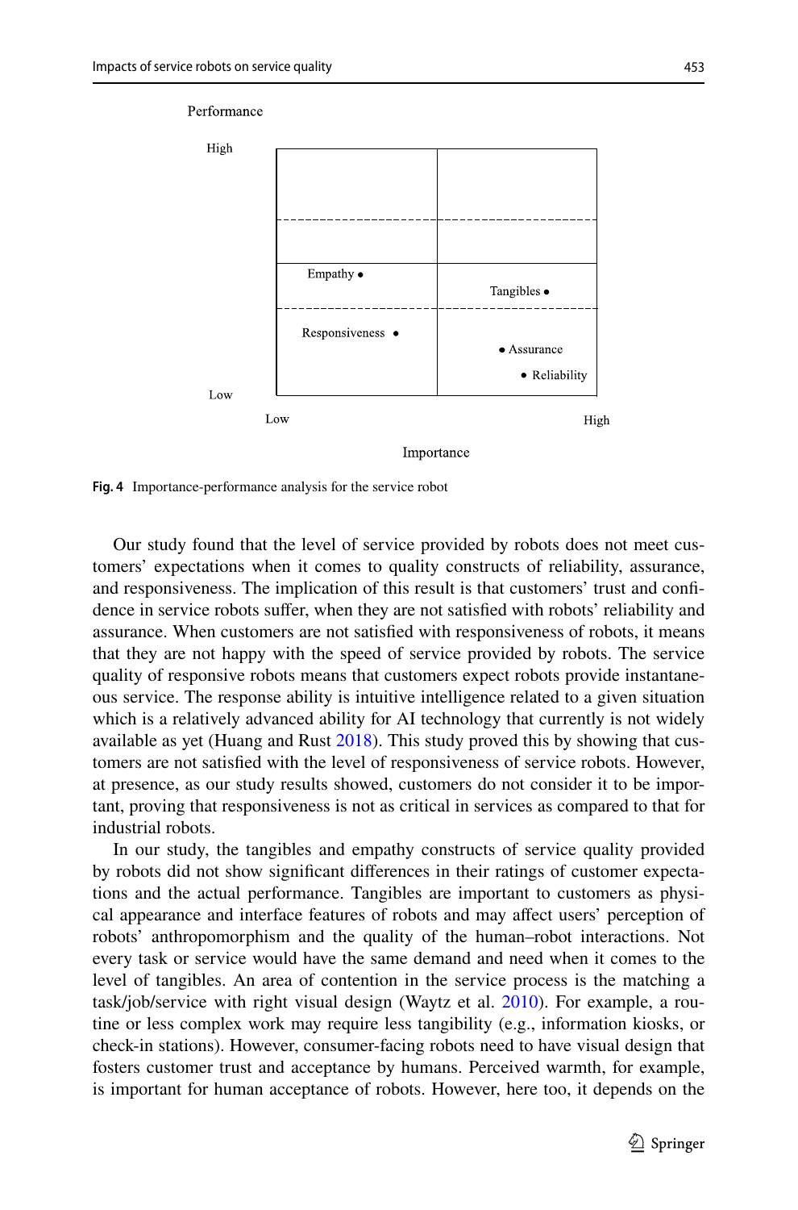Performance

High

Empathy •

Tangibles •

Responsiveness •

• Assurance

• Reliability

Low

Low

High

Importance

**Fig. 4** Importance-performance analysis for the service robot

Our study found that the level of service provided by robots does not meet customers' expectations when it comes to quality constructs of reliability, assurance, and responsiveness. The implication of this result is that customers' trust and confidence in service robots suffer, when they are not satisfied with robots' reliability and assurance. When customers are not satisfied with responsiveness of robots, it means that they are not happy with the speed of service provided by robots. The service quality of responsive robots means that customers expect robots provide instantaneous service. The response ability is intuitive intelligence related to a given situation which is a relatively advanced ability for AI technology that currently is not widely available as yet (Huang and Rust 2018). This study proved this by showing that customers are not satisfied with the level of responsiveness of service robots. However, at presence, as our study results showed, customers do not consider it to be important, proving that responsiveness is not as critical in services as compared to that for industrial robots.

In our study, the tangibles and empathy constructs of service quality provided by robots did not show significant differences in their ratings of customer expectations and the actual performance. Tangibles are important to customers as physical appearance and interface features of robots and may affect users' perception of robots' anthropomorphism and the quality of the human–robot interactions. Not every task or service would have the same demand and need when it comes to the level of tangibles. An area of contention in the service process is the matching a task/job/service with right visual design (Waytz et al. 2010). For example, a routine or less complex work may require less tangibility (e.g., information kiosks, or check-in stations). However, consumer-facing robots need to have visual design that fosters customer trust and acceptance by humans. Perceived warmth, for example, is important for human acceptance of robots. However, here too, it depends on the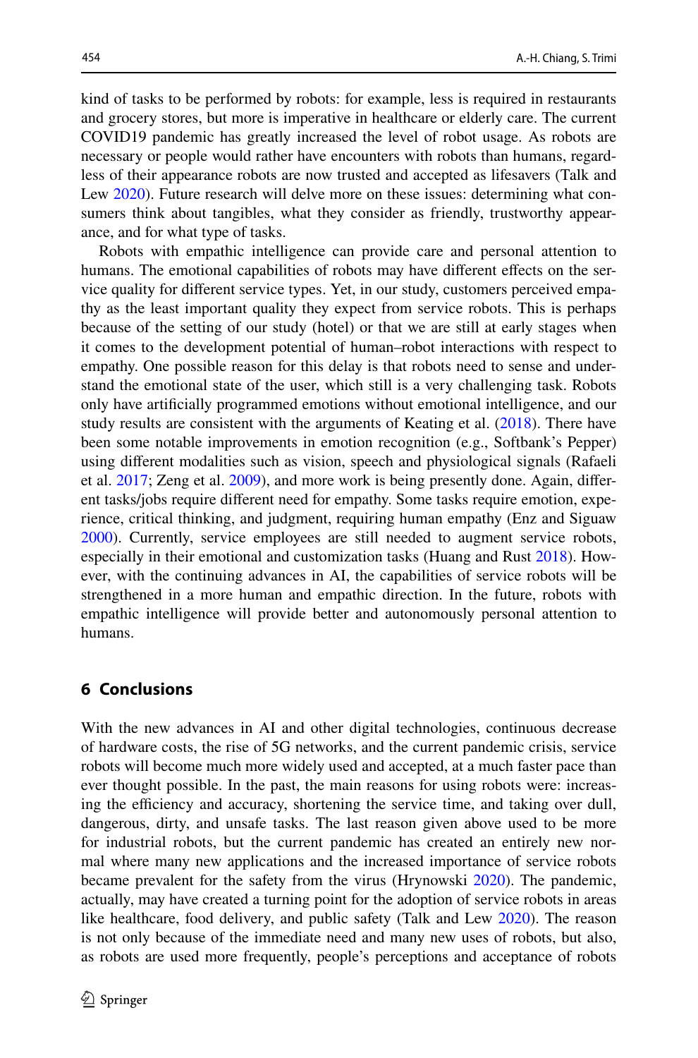kind of tasks to be performed by robots: for example, less is required in restaurants and grocery stores, but more is imperative in healthcare or elderly care. The current COVID19 pandemic has greatly increased the level of robot usage. As robots are necessary or people would rather have encounters with robots than humans, regardless of their appearance robots are now trusted and accepted as lifesavers (Talk and Lew 2020). Future research will delve more on these issues: determining what consumers think about tangibles, what they consider as friendly, trustworthy appearance, and for what type of tasks.

Robots with empathic intelligence can provide care and personal attention to humans. The emotional capabilities of robots may have different effects on the service quality for different service types. Yet, in our study, customers perceived empathy as the least important quality they expect from service robots. This is perhaps because of the setting of our study (hotel) or that we are still at early stages when it comes to the development potential of human–robot interactions with respect to empathy. One possible reason for this delay is that robots need to sense and understand the emotional state of the user, which still is a very challenging task. Robots only have artificially programmed emotions without emotional intelligence, and our study results are consistent with the arguments of Keating et al. (2018). There have been some notable improvements in emotion recognition (e.g., Softbank's Pepper) using different modalities such as vision, speech and physiological signals (Rafaeli et al. 2017; Zeng et al. 2009), and more work is being presently done. Again, different tasks/jobs require different need for empathy. Some tasks require emotion, experience, critical thinking, and judgment, requiring human empathy (Enz and Siguaw 2000). Currently, service employees are still needed to augment service robots, especially in their emotional and customization tasks (Huang and Rust 2018). However, with the continuing advances in AI, the capabilities of service robots will be strengthened in a more human and empathic direction. In the future, robots with empathic intelligence will provide better and autonomously personal attention to humans.

## 6 Conclusions

With the new advances in AI and other digital technologies, continuous decrease of hardware costs, the rise of 5G networks, and the current pandemic crisis, service robots will become much more widely used and accepted, at a much faster pace than ever thought possible. In the past, the main reasons for using robots were: increasing the efficiency and accuracy, shortening the service time, and taking over dull, dangerous, dirty, and unsafe tasks. The last reason given above used to be more for industrial robots, but the current pandemic has created an entirely new normal where many new applications and the increased importance of service robots became prevalent for the safety from the virus (Hrynowski 2020). The pandemic, actually, may have created a turning point for the adoption of service robots in areas like healthcare, food delivery, and public safety (Talk and Lew 2020). The reason is not only because of the immediate need and many new uses of robots, but also, as robots are used more frequently, people's perceptions and acceptance of robots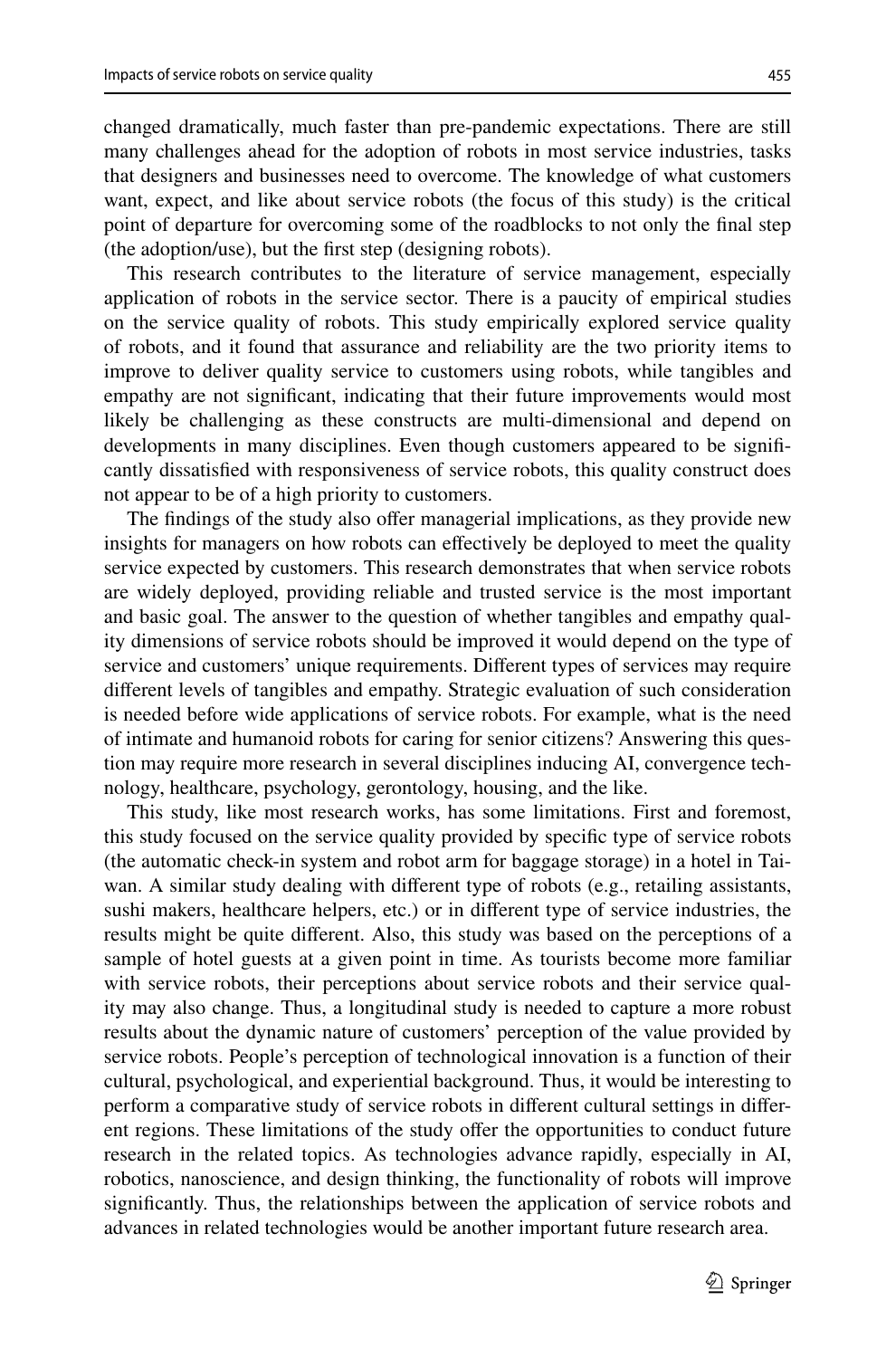changed dramatically, much faster than pre-pandemic expectations. There are still many challenges ahead for the adoption of robots in most service industries, tasks that designers and businesses need to overcome. The knowledge of what customers want, expect, and like about service robots (the focus of this study) is the critical point of departure for overcoming some of the roadblocks to not only the final step (the adoption/use), but the first step (designing robots).

This research contributes to the literature of service management, especially application of robots in the service sector. There is a paucity of empirical studies on the service quality of robots. This study empirically explored service quality of robots, and it found that assurance and reliability are the two priority items to improve to deliver quality service to customers using robots, while tangibles and empathy are not significant, indicating that their future improvements would most likely be challenging as these constructs are multi-dimensional and depend on developments in many disciplines. Even though customers appeared to be significantly dissatisfied with responsiveness of service robots, this quality construct does not appear to be of a high priority to customers.

The findings of the study also offer managerial implications, as they provide new insights for managers on how robots can effectively be deployed to meet the quality service expected by customers. This research demonstrates that when service robots are widely deployed, providing reliable and trusted service is the most important and basic goal. The answer to the question of whether tangibles and empathy quality dimensions of service robots should be improved it would depend on the type of service and customers' unique requirements. Different types of services may require different levels of tangibles and empathy. Strategic evaluation of such consideration is needed before wide applications of service robots. For example, what is the need of intimate and humanoid robots for caring for senior citizens? Answering this question may require more research in several disciplines inducing AI, convergence technology, healthcare, psychology, gerontology, housing, and the like.

This study, like most research works, has some limitations. First and foremost, this study focused on the service quality provided by specific type of service robots (the automatic check-in system and robot arm for baggage storage) in a hotel in Taiwan. A similar study dealing with different type of robots (e.g., retailing assistants, sushi makers, healthcare helpers, etc.) or in different type of service industries, the results might be quite different. Also, this study was based on the perceptions of a sample of hotel guests at a given point in time. As tourists become more familiar with service robots, their perceptions about service robots and their service quality may also change. Thus, a longitudinal study is needed to capture a more robust results about the dynamic nature of customers' perception of the value provided by service robots. People's perception of technological innovation is a function of their cultural, psychological, and experiential background. Thus, it would be interesting to perform a comparative study of service robots in different cultural settings in different regions. These limitations of the study offer the opportunities to conduct future research in the related topics. As technologies advance rapidly, especially in AI, robotics, nanoscience, and design thinking, the functionality of robots will improve significantly. Thus, the relationships between the application of service robots and advances in related technologies would be another important future research area.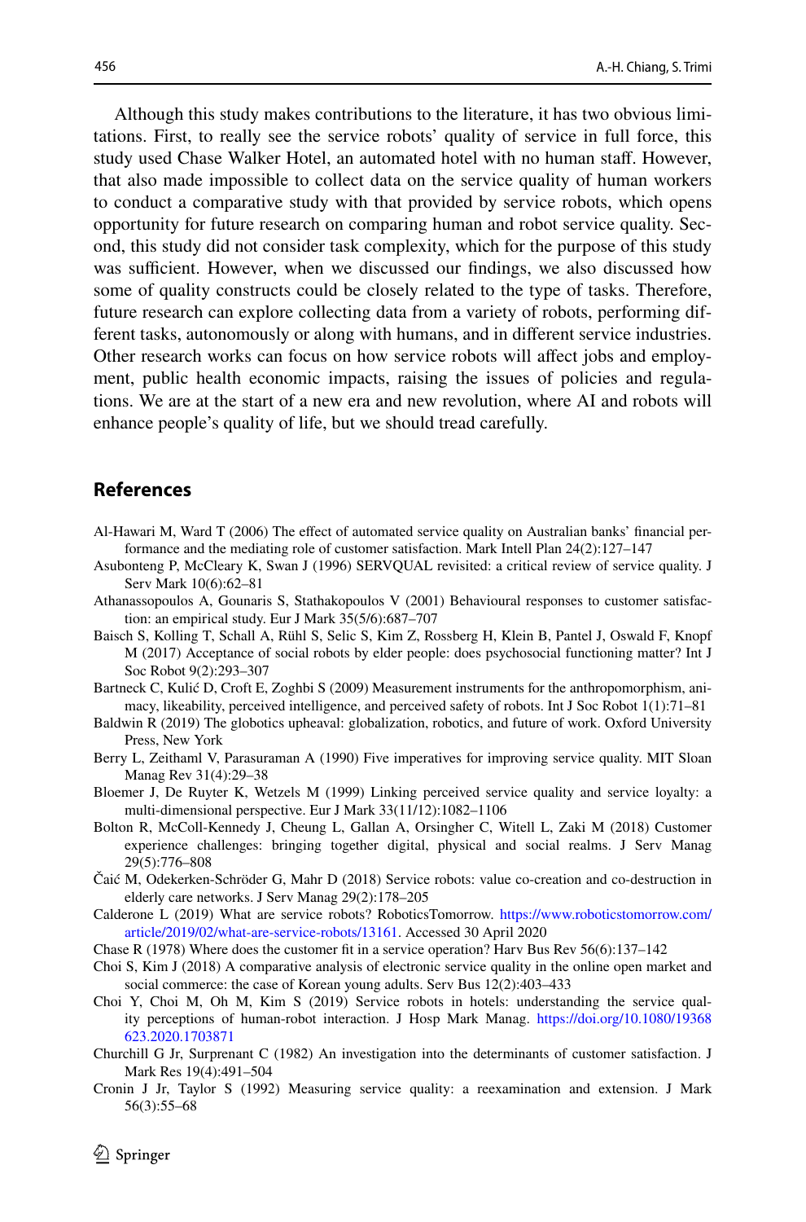Although this study makes contributions to the literature, it has two obvious limitations. First, to really see the service robots' quality of service in full force, this study used Chase Walker Hotel, an automated hotel with no human staff. However, that also made impossible to collect data on the service quality of human workers to conduct a comparative study with that provided by service robots, which opens opportunity for future research on comparing human and robot service quality. Second, this study did not consider task complexity, which for the purpose of this study was sufficient. However, when we discussed our findings, we also discussed how some of quality constructs could be closely related to the type of tasks. Therefore, future research can explore collecting data from a variety of robots, performing different tasks, autonomously or along with humans, and in different service industries. Other research works can focus on how service robots will affect jobs and employment, public health economic impacts, raising the issues of policies and regulations. We are at the start of a new era and new revolution, where AI and robots will enhance people's quality of life, but we should tread carefully.

## References

Al-Hawari M, Ward T (2006) The effect of automated service quality on Australian banks' financial performance and the mediating role of customer satisfaction. Mark Intell Plan 24(2):127–147

Asubonteng P, McCleary K, Swan J (1996) SERVQUAL revisited: a critical review of service quality. J Serv Mark 10(6):62–81

Athanassopoulos A, Gounaris S, Stathakopoulos V (2001) Behavioural responses to customer satisfaction: an empirical study. Eur J Mark 35(5/6):687–707

Baisch S, Kolling T, Schall A, Rühl S, Selic S, Kim Z, Rossberg H, Klein B, Pantel J, Oswald F, Knopf M (2017) Acceptance of social robots by elder people: does psychosocial functioning matter? Int J Soc Robot 9(2):293–307

Bartneck C, Kulić D, Croft E, Zoghbi S (2009) Measurement instruments for the anthropomorphism, animacy, likeability, perceived intelligence, and perceived safety of robots. Int J Soc Robot 1(1):71–81

Baldwin R (2019) The globotics upheaval: globalization, robotics, and future of work. Oxford University Press, New York

Berry L, Zeithaml V, Parasuraman A (1990) Five imperatives for improving service quality. MIT Sloan Manag Rev 31(4):29–38

Bloemer J, De Ruyter K, Wetzels M (1999) Linking perceived service quality and service loyalty: a multi-dimensional perspective. Eur J Mark 33(11/12):1082–1106

Bolton R, McColl-Kennedy J, Cheung L, Gallan A, Orsingher C, Witell L, Zaki M (2018) Customer experience challenges: bringing together digital, physical and social realms. J Serv Manag 29(5):776–808

Čaić M, Odekerken-Schröder G, Mahr D (2018) Service robots: value co-creation and co-destruction in elderly care networks. J Serv Manag 29(2):178–205

Calderone L (2019) What are service robots? RoboticsTomorrow. https://www.roboticstomorrow.com/article/2019/02/what-are-service-robots/13161. Accessed 30 April 2020

Chase R (1978) Where does the customer fit in a service operation? Harv Bus Rev 56(6):137–142

Choi S, Kim J (2018) A comparative analysis of electronic service quality in the online open market and social commerce: the case of Korean young adults. Serv Bus 12(2):403–433

Choi Y, Choi M, Oh M, Kim S (2019) Service robots in hotels: understanding the service quality perceptions of human-robot interaction. J Hosp Mark Manag. https://doi.org/10.1080/19368623.2020.1703871

Churchill G Jr, Surprenant C (1982) An investigation into the determinants of customer satisfaction. J Mark Res 19(4):491–504

Cronin J Jr, Taylor S (1992) Measuring service quality: a reexamination and extension. J Mark 56(3):55–68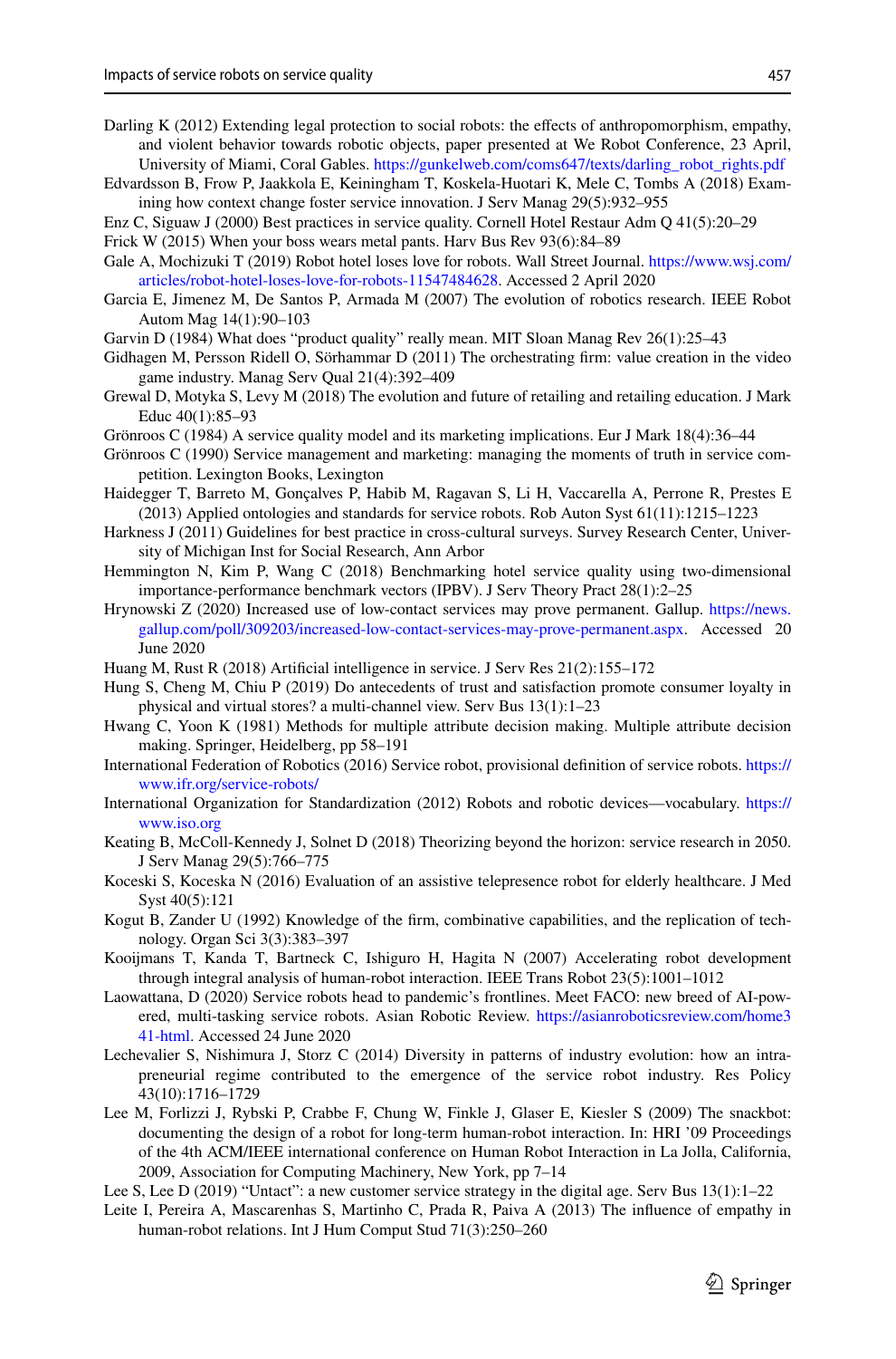Darling K (2012) Extending legal protection to social robots: the effects of anthropomorphism, empathy, and violent behavior towards robotic objects, paper presented at We Robot Conference, 23 April, University of Miami, Coral Gables. https://gunkelweb.com/coms647/texts/darling_robot_rights.pdf

Edvardsson B, Frow P, Jaakkola E, Keiningham T, Koskela-Huotari K, Mele C, Tombs A (2018) Examining how context change foster service innovation. J Serv Manag 29(5):932–955

Enz C, Siguaw J (2000) Best practices in service quality. Cornell Hotel Restaur Adm Q 41(5):20–29

Frick W (2015) When your boss wears metal pants. Harv Bus Rev 93(6):84–89

Gale A, Mochizuki T (2019) Robot hotel loses love for robots. Wall Street Journal. https://www.wsj.com/articles/robot-hotel-loses-love-for-robots-11547484628. Accessed 2 April 2020

Garcia E, Jimenez M, De Santos P, Armada M (2007) The evolution of robotics research. IEEE Robot Autom Mag 14(1):90–103

Garvin D (1984) What does "product quality" really mean. MIT Sloan Manag Rev 26(1):25–43

Gidhagen M, Persson Ridell O, Sörhammar D (2011) The orchestrating firm: value creation in the video game industry. Manag Serv Qual 21(4):392–409

Grewal D, Motyka S, Levy M (2018) The evolution and future of retailing and retailing education. J Mark Educ 40(1):85–93

Grönroos C (1984) A service quality model and its marketing implications. Eur J Mark 18(4):36–44

Grönroos C (1990) Service management and marketing: managing the moments of truth in service competition. Lexington Books, Lexington

Haidegger T, Barreto M, Gonçalves P, Habib M, Ragavan S, Li H, Vaccarella A, Perrone R, Prestes E (2013) Applied ontologies and standards for service robots. Rob Auton Syst 61(11):1215–1223

Harkness J (2011) Guidelines for best practice in cross-cultural surveys. Survey Research Center, University of Michigan Inst for Social Research, Ann Arbor

Hemmington N, Kim P, Wang C (2018) Benchmarking hotel service quality using two-dimensional importance-performance benchmark vectors (IPBV). J Serv Theory Pract 28(1):2–25

Hrynowski Z (2020) Increased use of low-contact services may prove permanent. Gallup. https://news.gallup.com/poll/309203/increased-low-contact-services-may-prove-permanent.aspx. Accessed 20 June 2020

Huang M, Rust R (2018) Artificial intelligence in service. J Serv Res 21(2):155–172

Hung S, Cheng M, Chiu P (2019) Do antecedents of trust and satisfaction promote consumer loyalty in physical and virtual stores? a multi-channel view. Serv Bus 13(1):1–23

Hwang C, Yoon K (1981) Methods for multiple attribute decision making. Multiple attribute decision making. Springer, Heidelberg, pp 58–191

International Federation of Robotics (2016) Service robot, provisional definition of service robots. https://www.ifr.org/service-robots/

International Organization for Standardization (2012) Robots and robotic devices—vocabulary. https://www.iso.org

Keating B, McColl-Kennedy J, Solnet D (2018) Theorizing beyond the horizon: service research in 2050. J Serv Manag 29(5):766–775

Koceski S, Koceska N (2016) Evaluation of an assistive telepresence robot for elderly healthcare. J Med Syst 40(5):121

Kogut B, Zander U (1992) Knowledge of the firm, combinative capabilities, and the replication of technology. Organ Sci 3(3):383–397

Kooijmans T, Kanda T, Bartneck C, Ishiguro H, Hagita N (2007) Accelerating robot development through integral analysis of human-robot interaction. IEEE Trans Robot 23(5):1001–1012

Laowattana, D (2020) Service robots head to pandemic's frontlines. Meet FACO: new breed of AI-powered, multi-tasking service robots. Asian Robotic Review. https://asianroboticsreview.com/home341-html. Accessed 24 June 2020

Lechevalier S, Nishimura J, Storz C (2014) Diversity in patterns of industry evolution: how an intrapreneurial regime contributed to the emergence of the service robot industry. Res Policy 43(10):1716–1729

Lee M, Forlizzi J, Rybski P, Crabbe F, Chung W, Finkle J, Glaser E, Kiesler S (2009) The snackbot: documenting the design of a robot for long-term human-robot interaction. In: HRI '09 Proceedings of the 4th ACM/IEEE international conference on Human Robot Interaction in La Jolla, California, 2009, Association for Computing Machinery, New York, pp 7–14

Lee S, Lee D (2019) "Untact": a new customer service strategy in the digital age. Serv Bus 13(1):1–22

Leite I, Pereira A, Mascarenhas S, Martinho C, Prada R, Paiva A (2013) The influence of empathy in human-robot relations. Int J Hum Comput Stud 71(3):250–260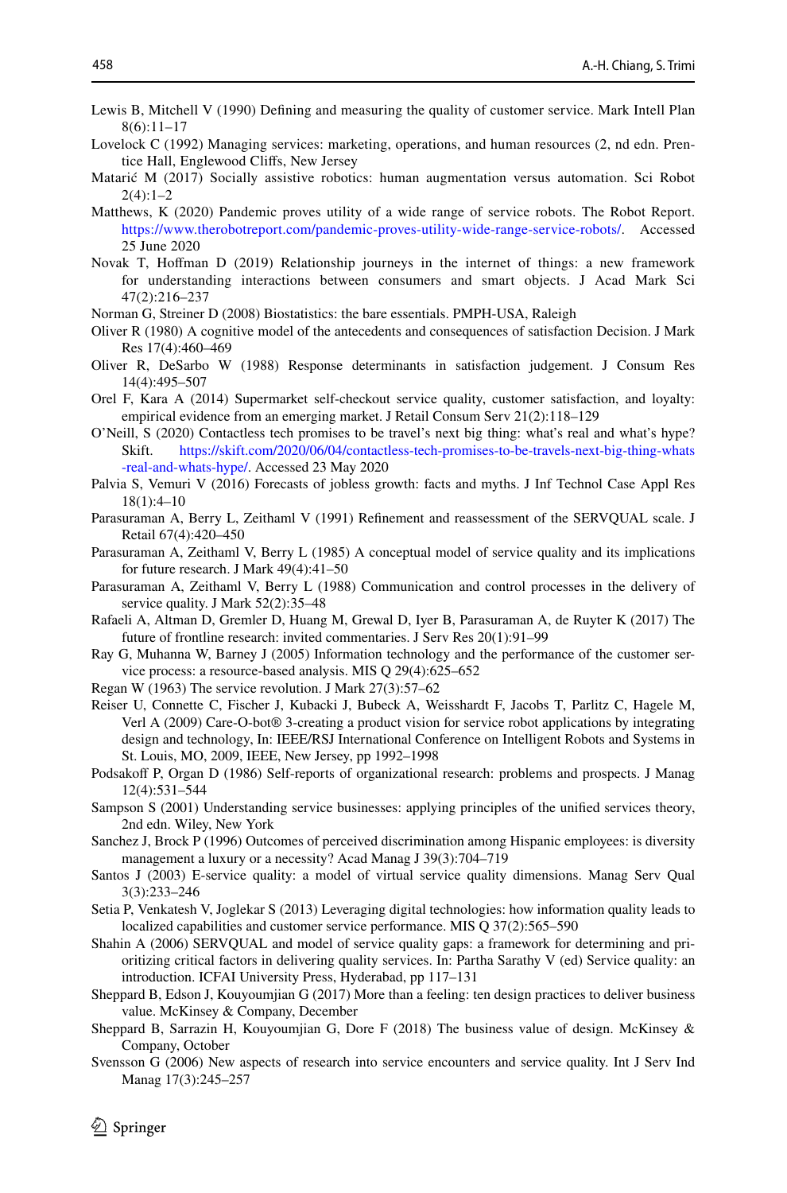Lewis B, Mitchell V (1990) Defining and measuring the quality of customer service. Mark Intell Plan 8(6):11–17

Lovelock C (1992) Managing services: marketing, operations, and human resources (2, nd edn. Prentice Hall, Englewood Cliffs, New Jersey

Matarić M (2017) Socially assistive robotics: human augmentation versus automation. Sci Robot 2(4):1–2

Matthews, K (2020) Pandemic proves utility of a wide range of service robots. The Robot Report. https://www.therobotreport.com/pandemic-proves-utility-wide-range-service-robots/. Accessed 25 June 2020

Novak T, Hoffman D (2019) Relationship journeys in the internet of things: a new framework for understanding interactions between consumers and smart objects. J Acad Mark Sci 47(2):216–237

Norman G, Streiner D (2008) Biostatistics: the bare essentials. PMPH-USA, Raleigh

Oliver R (1980) A cognitive model of the antecedents and consequences of satisfaction Decision. J Mark Res 17(4):460–469

Oliver R, DeSarbo W (1988) Response determinants in satisfaction judgement. J Consum Res 14(4):495–507

Orel F, Kara A (2014) Supermarket self-checkout service quality, customer satisfaction, and loyalty: empirical evidence from an emerging market. J Retail Consum Serv 21(2):118–129

O'Neill, S (2020) Contactless tech promises to be travel's next big thing: what's real and what's hype? Skift. https://skift.com/2020/06/04/contactless-tech-promises-to-be-travels-next-big-thing-whats-real-and-whats-hype/. Accessed 23 May 2020

Palvia S, Vemuri V (2016) Forecasts of jobless growth: facts and myths. J Inf Technol Case Appl Res 18(1):4–10

Parasuraman A, Berry L, Zeithaml V (1991) Refinement and reassessment of the SERVQUAL scale. J Retail 67(4):420–450

Parasuraman A, Zeithaml V, Berry L (1985) A conceptual model of service quality and its implications for future research. J Mark 49(4):41–50

Parasuraman A, Zeithaml V, Berry L (1988) Communication and control processes in the delivery of service quality. J Mark 52(2):35–48

Rafaeli A, Altman D, Gremler D, Huang M, Grewal D, Iyer B, Parasuraman A, de Ruyter K (2017) The future of frontline research: invited commentaries. J Serv Res 20(1):91–99

Ray G, Muhanna W, Barney J (2005) Information technology and the performance of the customer service process: a resource-based analysis. MIS Q 29(4):625–652

Regan W (1963) The service revolution. J Mark 27(3):57–62

Reiser U, Connette C, Fischer J, Kubacki J, Bubeck A, Weisshardt F, Jacobs T, Parlitz C, Hagele M, Verl A (2009) Care-O-bot® 3-creating a product vision for service robot applications by integrating design and technology, In: IEEE/RSJ International Conference on Intelligent Robots and Systems in St. Louis, MO, 2009, IEEE, New Jersey, pp 1992–1998

Podsakoff P, Organ D (1986) Self-reports of organizational research: problems and prospects. J Manag 12(4):531–544

Sampson S (2001) Understanding service businesses: applying principles of the unified services theory, 2nd edn. Wiley, New York

Sanchez J, Brock P (1996) Outcomes of perceived discrimination among Hispanic employees: is diversity management a luxury or a necessity? Acad Manag J 39(3):704–719

Santos J (2003) E-service quality: a model of virtual service quality dimensions. Manag Serv Qual 3(3):233–246

Setia P, Venkatesh V, Joglekar S (2013) Leveraging digital technologies: how information quality leads to localized capabilities and customer service performance. MIS Q 37(2):565–590

Shahin A (2006) SERVQUAL and model of service quality gaps: a framework for determining and prioritizing critical factors in delivering quality services. In: Partha Sarathy V (ed) Service quality: an introduction. ICFAI University Press, Hyderabad, pp 117–131

Sheppard B, Edson J, Kouyoumjian G (2017) More than a feeling: ten design practices to deliver business value. McKinsey & Company, December

Sheppard B, Sarrazin H, Kouyoumjian G, Dore F (2018) The business value of design. McKinsey & Company, October

Svensson G (2006) New aspects of research into service encounters and service quality. Int J Serv Ind Manag 17(3):245–257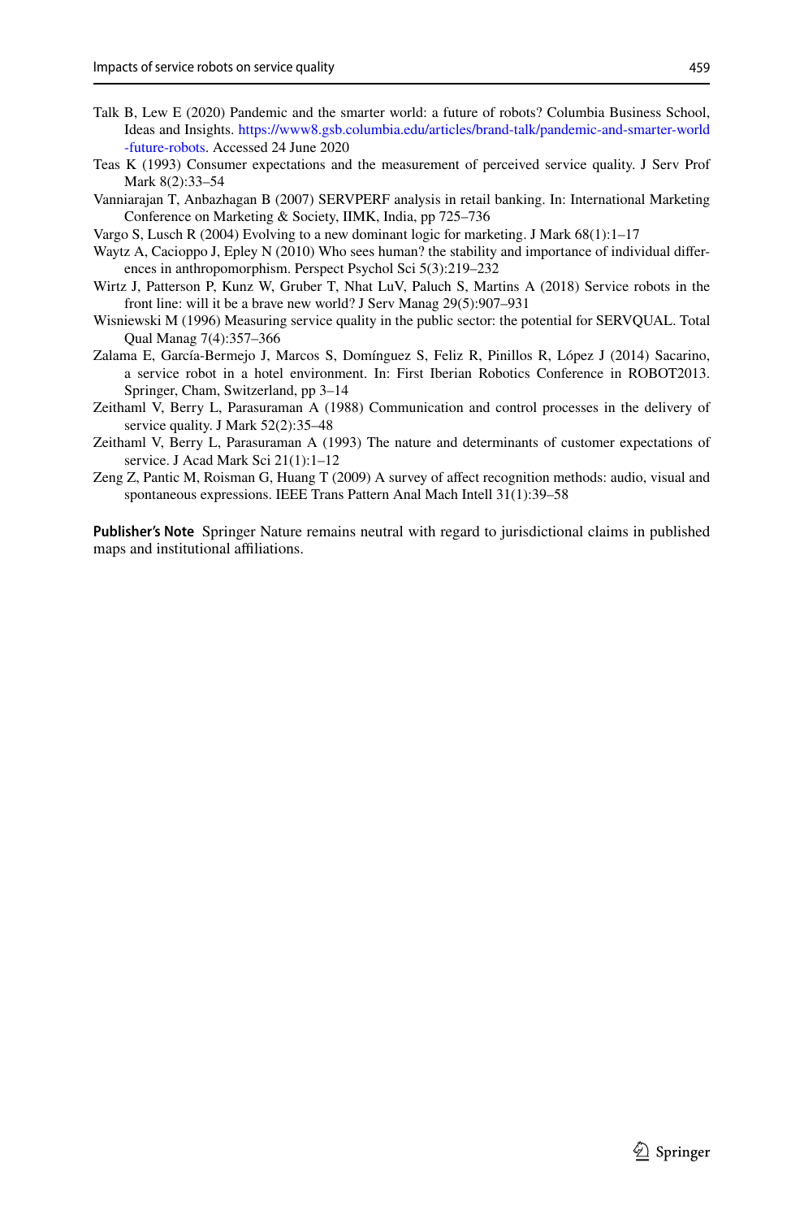Talk B, Lew E (2020) Pandemic and the smarter world: a future of robots? Columbia Business School, Ideas and Insights. https://www8.gsb.columbia.edu/articles/brand-talk/pandemic-and-smarter-world-future-robots. Accessed 24 June 2020

Teas K (1993) Consumer expectations and the measurement of perceived service quality. J Serv Prof Mark 8(2):33–54

Vanniarajan T, Anbazhagan B (2007) SERVPERF analysis in retail banking. In: International Marketing Conference on Marketing & Society, IIMK, India, pp 725–736

Vargo S, Lusch R (2004) Evolving to a new dominant logic for marketing. J Mark 68(1):1–17

Waytz A, Cacioppo J, Epley N (2010) Who sees human? the stability and importance of individual differences in anthropomorphism. Perspect Psychol Sci 5(3):219–232

Wirtz J, Patterson P, Kunz W, Gruber T, Nhat LuV, Paluch S, Martins A (2018) Service robots in the front line: will it be a brave new world? J Serv Manag 29(5):907–931

Wisniewski M (1996) Measuring service quality in the public sector: the potential for SERVQUAL. Total Qual Manag 7(4):357–366

Zalama E, García-Bermejo J, Marcos S, Domínguez S, Feliz R, Pinillos R, López J (2014) Sacarino, a service robot in a hotel environment. In: First Iberian Robotics Conference in ROBOT2013. Springer, Cham, Switzerland, pp 3–14

Zeithaml V, Berry L, Parasuraman A (1988) Communication and control processes in the delivery of service quality. J Mark 52(2):35–48

Zeithaml V, Berry L, Parasuraman A (1993) The nature and determinants of customer expectations of service. J Acad Mark Sci 21(1):1–12

Zeng Z, Pantic M, Roisman G, Huang T (2009) A survey of affect recognition methods: audio, visual and spontaneous expressions. IEEE Trans Pattern Anal Mach Intell 31(1):39–58

**Publisher's Note** Springer Nature remains neutral with regard to jurisdictional claims in published maps and institutional affiliations.